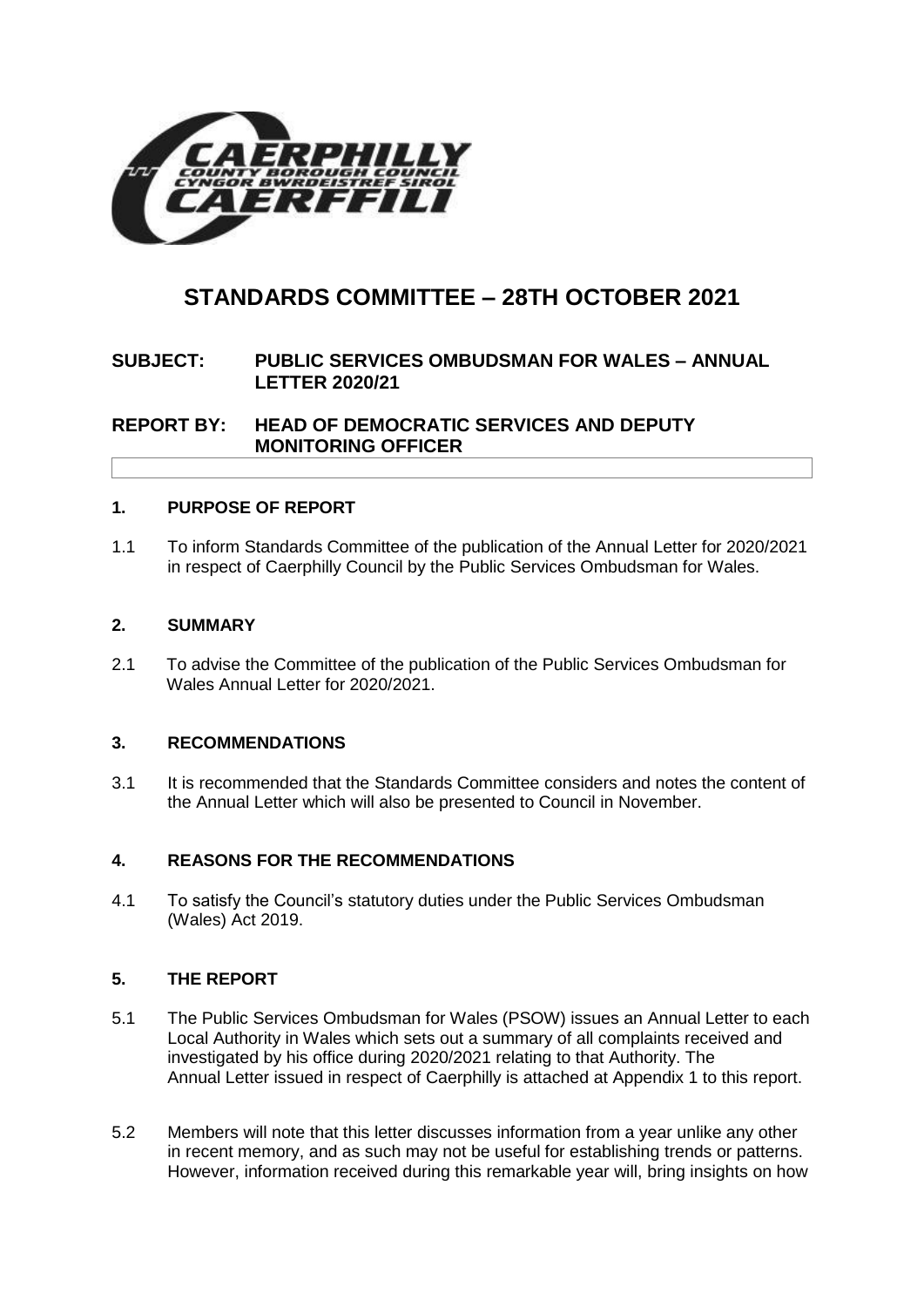CAERPHILLY COUNTY BOROUGH COUNCIL
CYNGOR BWRDEISTREF SIROL CAERFFILI

# STANDARDS COMMITTEE – 28TH OCTOBER 2021

**SUBJECT: PUBLIC SERVICES OMBUDSMAN FOR WALES – ANNUAL LETTER 2020/21**

**REPORT BY: HEAD OF DEMOCRATIC SERVICES AND DEPUTY MONITORING OFFICER**

## 1. PURPOSE OF REPORT

1.1 To inform Standards Committee of the publication of the Annual Letter for 2020/2021 in respect of Caerphilly Council by the Public Services Ombudsman for Wales.

## 2. SUMMARY

2.1 To advise the Committee of the publication of the Public Services Ombudsman for Wales Annual Letter for 2020/2021.

## 3. RECOMMENDATIONS

3.1 It is recommended that the Standards Committee considers and notes the content of the Annual Letter which will also be presented to Council in November.

## 4. REASONS FOR THE RECOMMENDATIONS

4.1 To satisfy the Council's statutory duties under the Public Services Ombudsman (Wales) Act 2019.

## 5. THE REPORT

5.1 The Public Services Ombudsman for Wales (PSOW) issues an Annual Letter to each Local Authority in Wales which sets out a summary of all complaints received and investigated by his office during 2020/2021 relating to that Authority. The Annual Letter issued in respect of Caerphilly is attached at Appendix 1 to this report.

5.2 Members will note that this letter discusses information from a year unlike any other in recent memory, and as such may not be useful for establishing trends or patterns. However, information received during this remarkable year will, bring insights on how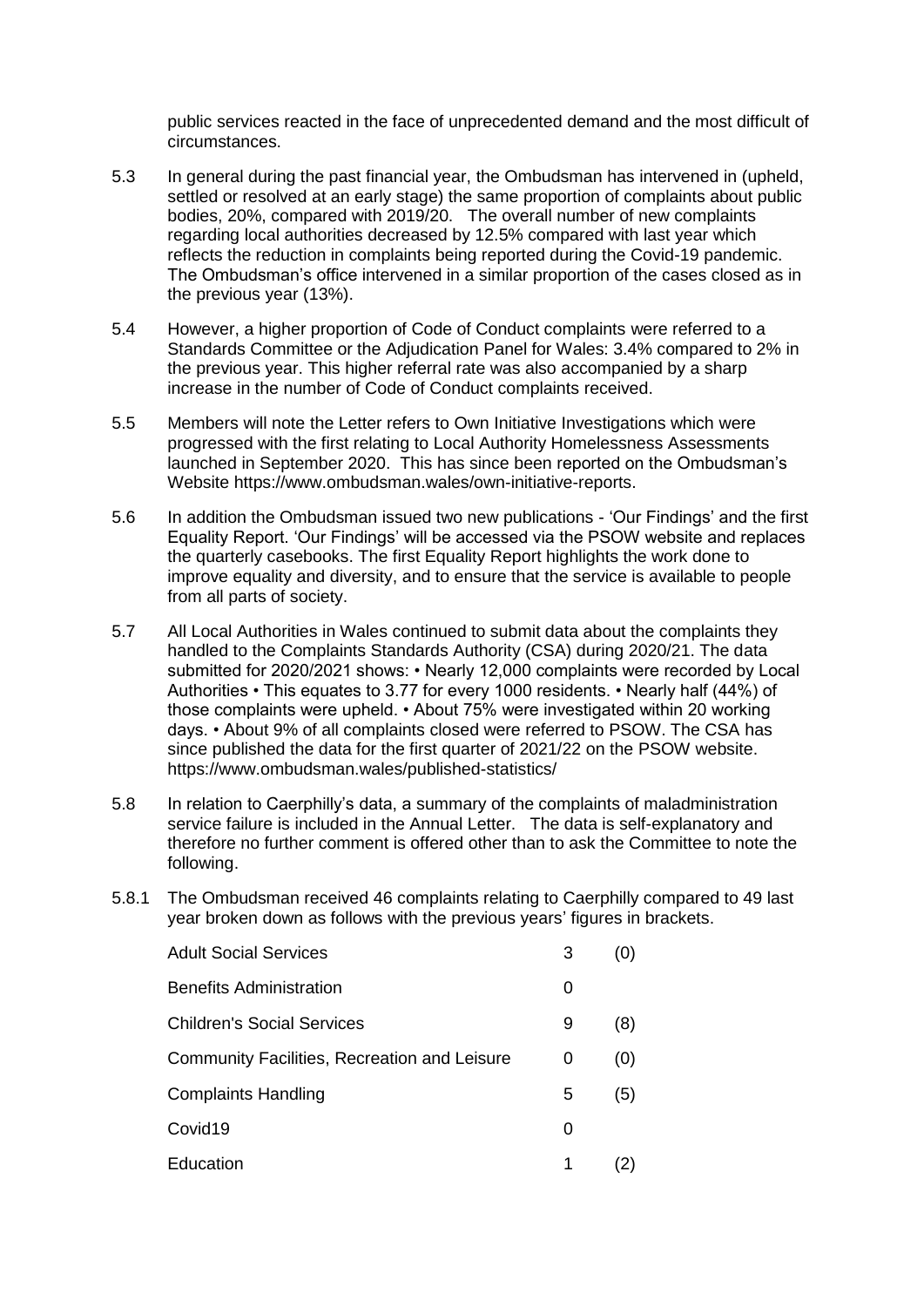public services reacted in the face of unprecedented demand and the most difficult of circumstances.

5.3 In general during the past financial year, the Ombudsman has intervened in (upheld, settled or resolved at an early stage) the same proportion of complaints about public bodies, 20%, compared with 2019/20. The overall number of new complaints regarding local authorities decreased by 12.5% compared with last year which reflects the reduction in complaints being reported during the Covid-19 pandemic. The Ombudsman's office intervened in a similar proportion of the cases closed as in the previous year (13%).

5.4 However, a higher proportion of Code of Conduct complaints were referred to a Standards Committee or the Adjudication Panel for Wales: 3.4% compared to 2% in the previous year. This higher referral rate was also accompanied by a sharp increase in the number of Code of Conduct complaints received.

5.5 Members will note the Letter refers to Own Initiative Investigations which were progressed with the first relating to Local Authority Homelessness Assessments launched in September 2020. This has since been reported on the Ombudsman's Website https://www.ombudsman.wales/own-initiative-reports.

5.6 In addition the Ombudsman issued two new publications - 'Our Findings' and the first Equality Report. 'Our Findings' will be accessed via the PSOW website and replaces the quarterly casebooks. The first Equality Report highlights the work done to improve equality and diversity, and to ensure that the service is available to people from all parts of society.

5.7 All Local Authorities in Wales continued to submit data about the complaints they handled to the Complaints Standards Authority (CSA) during 2020/21. The data submitted for 2020/2021 shows: • Nearly 12,000 complaints were recorded by Local Authorities • This equates to 3.77 for every 1000 residents. • Nearly half (44%) of those complaints were upheld. • About 75% were investigated within 20 working days. • About 9% of all complaints closed were referred to PSOW. The CSA has since published the data for the first quarter of 2021/22 on the PSOW website. https://www.ombudsman.wales/published-statistics/

5.8 In relation to Caerphilly's data, a summary of the complaints of maladministration service failure is included in the Annual Letter. The data is self-explanatory and therefore no further comment is offered other than to ask the Committee to note the following.

5.8.1 The Ombudsman received 46 complaints relating to Caerphilly compared to 49 last year broken down as follows with the previous years' figures in brackets.

| | | |
|---|---|---|
| Adult Social Services | 3 | (0) |
| Benefits Administration | 0 | |
| Children's Social Services | 9 | (8) |
| Community Facilities, Recreation and Leisure | 0 | (0) |
| Complaints Handling | 5 | (5) |
| Covid19 | 0 | |
| Education | 1 | (2) |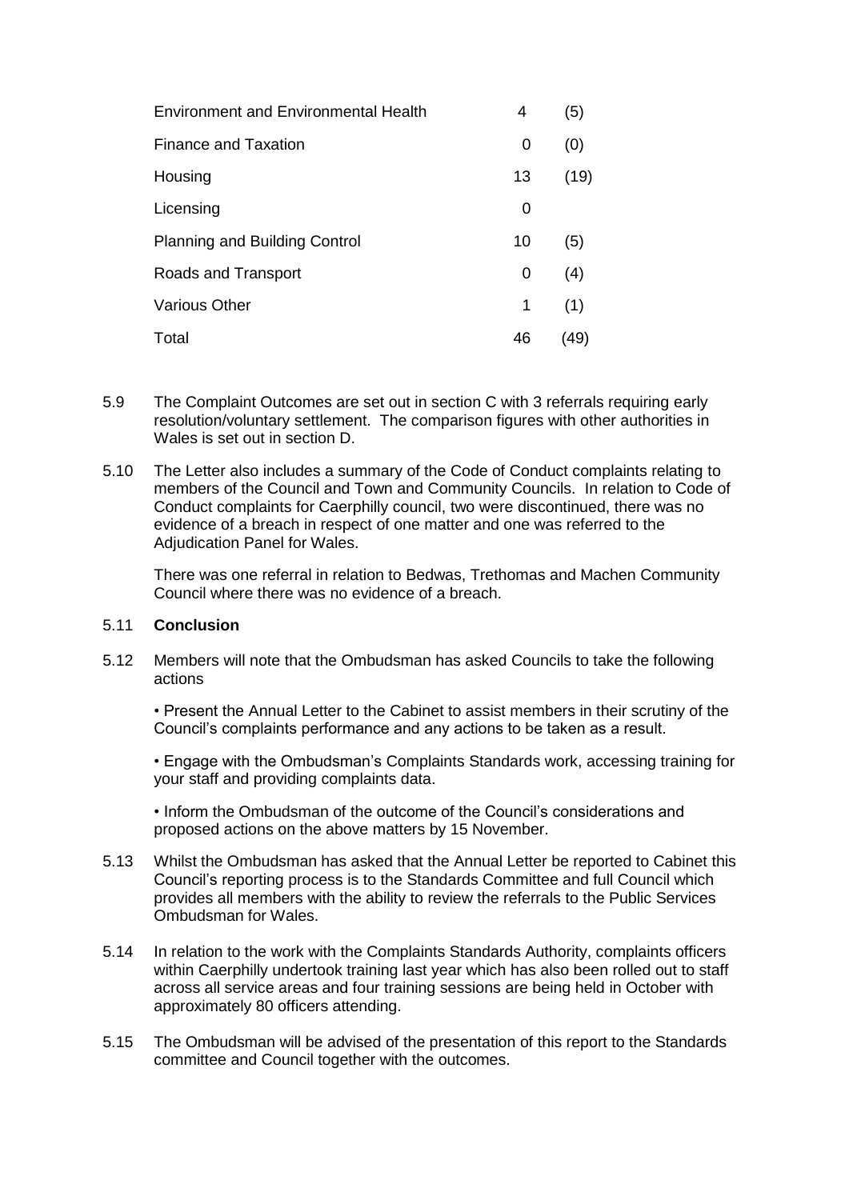| | | |
|---|---|---|
| Environment and Environmental Health | 4 | (5) |
| Finance and Taxation | 0 | (0) |
| Housing | 13 | (19) |
| Licensing | 0 | |
| Planning and Building Control | 10 | (5) |
| Roads and Transport | 0 | (4) |
| Various Other | 1 | (1) |
| Total | 46 | (49) |

5.9 The Complaint Outcomes are set out in section C with 3 referrals requiring early resolution/voluntary settlement. The comparison figures with other authorities in Wales is set out in section D.

5.10 The Letter also includes a summary of the Code of Conduct complaints relating to members of the Council and Town and Community Councils. In relation to Code of Conduct complaints for Caerphilly council, two were discontinued, there was no evidence of a breach in respect of one matter and one was referred to the Adjudication Panel for Wales.

There was one referral in relation to Bedwas, Trethomas and Machen Community Council where there was no evidence of a breach.

5.11 **Conclusion**

5.12 Members will note that the Ombudsman has asked Councils to take the following actions

• Present the Annual Letter to the Cabinet to assist members in their scrutiny of the Council's complaints performance and any actions to be taken as a result.

• Engage with the Ombudsman's Complaints Standards work, accessing training for your staff and providing complaints data.

• Inform the Ombudsman of the outcome of the Council's considerations and proposed actions on the above matters by 15 November.

5.13 Whilst the Ombudsman has asked that the Annual Letter be reported to Cabinet this Council's reporting process is to the Standards Committee and full Council which provides all members with the ability to review the referrals to the Public Services Ombudsman for Wales.

5.14 In relation to the work with the Complaints Standards Authority, complaints officers within Caerphilly undertook training last year which has also been rolled out to staff across all service areas and four training sessions are being held in October with approximately 80 officers attending.

5.15 The Ombudsman will be advised of the presentation of this report to the Standards committee and Council together with the outcomes.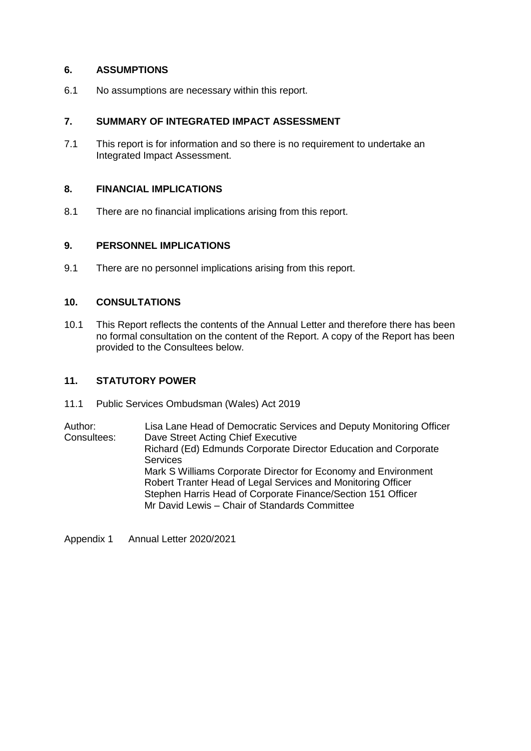## 6. ASSUMPTIONS

6.1 No assumptions are necessary within this report.

## 7. SUMMARY OF INTEGRATED IMPACT ASSESSMENT

7.1 This report is for information and so there is no requirement to undertake an Integrated Impact Assessment.

## 8. FINANCIAL IMPLICATIONS

8.1 There are no financial implications arising from this report.

## 9. PERSONNEL IMPLICATIONS

9.1 There are no personnel implications arising from this report.

## 10. CONSULTATIONS

10.1 This Report reflects the contents of the Annual Letter and therefore there has been no formal consultation on the content of the Report. A copy of the Report has been provided to the Consultees below.

## 11. STATUTORY POWER

11.1 Public Services Ombudsman (Wales) Act 2019

Author: Lisa Lane Head of Democratic Services and Deputy Monitoring Officer

Consultees: Dave Street Acting Chief Executive
Richard (Ed) Edmunds Corporate Director Education and Corporate Services
Mark S Williams Corporate Director for Economy and Environment
Robert Tranter Head of Legal Services and Monitoring Officer
Stephen Harris Head of Corporate Finance/Section 151 Officer
Mr David Lewis – Chair of Standards Committee

Appendix 1 Annual Letter 2020/2021